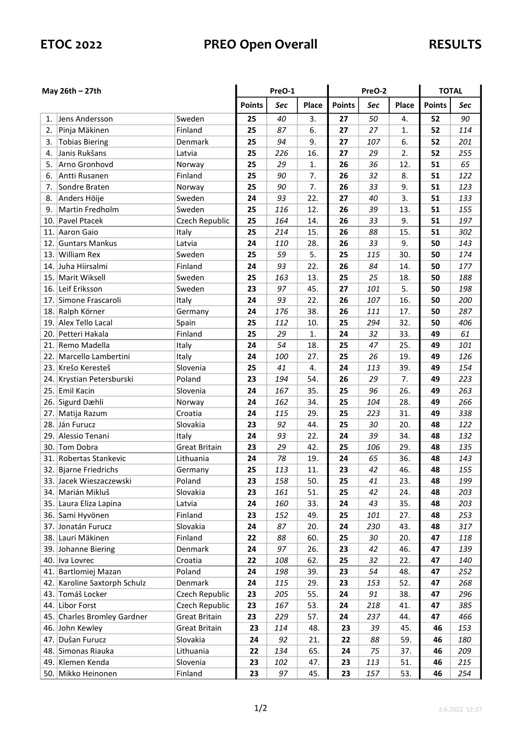# ETOC 2022 PREO Open Overall RESULTS

| May 26th – 27th | | | PreO-1 | | | PreO-2 | | | TOTAL | |
|---|---|---|---|---|---|---|---|---|---|---|
| | | | **Points** | *Sec* | **Place** | **Points** | *Sec* | **Place** | **Points** | *Sec* |
| 1. | Jens Andersson | Sweden | **25** | *40* | 3. | **27** | *50* | 4. | **52** | *90* |
| 2. | Pinja Mäkinen | Finland | **25** | *87* | 6. | **27** | *27* | 1. | **52** | *114* |
| 3. | Tobias Biering | Denmark | **25** | *94* | 9. | **27** | *107* | 6. | **52** | *201* |
| 4. | Janis Rukšans | Latvia | **25** | *226* | 16. | **27** | *29* | 2. | **52** | *255* |
| 5. | Arno Gronhovd | Norway | **25** | *29* | 1. | **26** | *36* | 12. | **51** | *65* |
| 6. | Antti Rusanen | Finland | **25** | *90* | 7. | **26** | *32* | 8. | **51** | *122* |
| 7. | Sondre Braten | Norway | **25** | *90* | 7. | **26** | *33* | 9. | **51** | *123* |
| 8. | Anders Höije | Sweden | **24** | *93* | 22. | **27** | *40* | 3. | **51** | *133* |
| 9. | Martin Fredholm | Sweden | **25** | *116* | 12. | **26** | *39* | 13. | **51** | *155* |
| 10. | Pavel Ptacek | Czech Republic | **25** | *164* | 14. | **26** | *33* | 9. | **51** | *197* |
| 11. | Aaron Gaio | Italy | **25** | *214* | 15. | **26** | *88* | 15. | **51** | *302* |
| 12. | Guntars Mankus | Latvia | **24** | *110* | 28. | **26** | *33* | 9. | **50** | *143* |
| 13. | William Rex | Sweden | **25** | *59* | 5. | **25** | *115* | 30. | **50** | *174* |
| 14. | Juha Hiirsalmi | Finland | **24** | *93* | 22. | **26** | *84* | 14. | **50** | *177* |
| 15. | Marit Wiksell | Sweden | **25** | *163* | 13. | **25** | *25* | 18. | **50** | *188* |
| 16. | Leif Eriksson | Sweden | **23** | *97* | 45. | **27** | *101* | 5. | **50** | *198* |
| 17. | Simone Frascaroli | Italy | **24** | *93* | 22. | **26** | *107* | 16. | **50** | *200* |
| 18. | Ralph Körner | Germany | **24** | *176* | 38. | **26** | *111* | 17. | **50** | *287* |
| 19. | Alex Tello Lacal | Spain | **25** | *112* | 10. | **25** | *294* | 32. | **50** | *406* |
| 20. | Petteri Hakala | Finland | **25** | *29* | 1. | **24** | *32* | 33. | **49** | *61* |
| 21. | Remo Madella | Italy | **24** | *54* | 18. | **25** | *47* | 25. | **49** | *101* |
| 22. | Marcello Lambertini | Italy | **24** | *100* | 27. | **25** | *26* | 19. | **49** | *126* |
| 23. | Krešo Keresteš | Slovenia | **25** | *41* | 4. | **24** | *113* | 39. | **49** | *154* |
| 24. | Krystian Petersburski | Poland | **23** | *194* | 54. | **26** | *29* | 7. | **49** | *223* |
| 25. | Emil Kacin | Slovenia | **24** | *167* | 35. | **25** | *96* | 26. | **49** | *263* |
| 26. | Sigurd Dæhli | Norway | **24** | *162* | 34. | **25** | *104* | 28. | **49** | *266* |
| 27. | Matija Razum | Croatia | **24** | *115* | 29. | **25** | *223* | 31. | **49** | *338* |
| 28. | Ján Furucz | Slovakia | **23** | *92* | 44. | **25** | *30* | 20. | **48** | *122* |
| 29. | Alessio Tenani | Italy | **24** | *93* | 22. | **24** | *39* | 34. | **48** | *132* |
| 30. | Tom Dobra | Great Britain | **23** | *29* | 42. | **25** | *106* | 29. | **48** | *135* |
| 31. | Robertas Stankevic | Lithuania | **24** | *78* | 19. | **24** | *65* | 36. | **48** | *143* |
| 32. | Bjarne Friedrichs | Germany | **25** | *113* | 11. | **23** | *42* | 46. | **48** | *155* |
| 33. | Jacek Wieszaczewski | Poland | **23** | *158* | 50. | **25** | *41* | 23. | **48** | *199* |
| 34. | Marián Mikluš | Slovakia | **23** | *161* | 51. | **25** | *42* | 24. | **48** | *203* |
| 35. | Laura Eliza Lapina | Latvia | **24** | *160* | 33. | **24** | *43* | 35. | **48** | *203* |
| 36. | Sami Hyvönen | Finland | **23** | *152* | 49. | **25** | *101* | 27. | **48** | *253* |
| 37. | Jonatán Furucz | Slovakia | **24** | *87* | 20. | **24** | *230* | 43. | **48** | *317* |
| 38. | Lauri Mäkinen | Finland | **22** | *88* | 60. | **25** | *30* | 20. | **47** | *118* |
| 39. | Johanne Biering | Denmark | **24** | *97* | 26. | **23** | *42* | 46. | **47** | *139* |
| 40. | Iva Lovrec | Croatia | **22** | *108* | 62. | **25** | *32* | 22. | **47** | *140* |
| 41. | Bartlomiej Mazan | Poland | **24** | *198* | 39. | **23** | *54* | 48. | **47** | *252* |
| 42. | Karoline Saxtorph Schulz | Denmark | **24** | *115* | 29. | **23** | *153* | 52. | **47** | *268* |
| 43. | Tomáš Locker | Czech Republic | **23** | *205* | 55. | **24** | *91* | 38. | **47** | *296* |
| 44. | Libor Forst | Czech Republic | **23** | *167* | 53. | **24** | *218* | 41. | **47** | *385* |
| 45. | Charles Bromley Gardner | Great Britain | **23** | *229* | 57. | **24** | *237* | 44. | **47** | *466* |
| 46. | John Kewley | Great Britain | **23** | *114* | 48. | **23** | *39* | 45. | **46** | *153* |
| 47. | Dušan Furucz | Slovakia | **24** | *92* | 21. | **22** | *88* | 59. | **46** | *180* |
| 48. | Simonas Riauka | Lithuania | **22** | *134* | 65. | **24** | *75* | 37. | **46** | *209* |
| 49. | Klemen Kenda | Slovenia | **23** | *102* | 47. | **23** | *113* | 51. | **46** | *215* |
| 50. | Mikko Heinonen | Finland | **23** | *97* | 45. | **23** | *157* | 53. | **46** | *254* |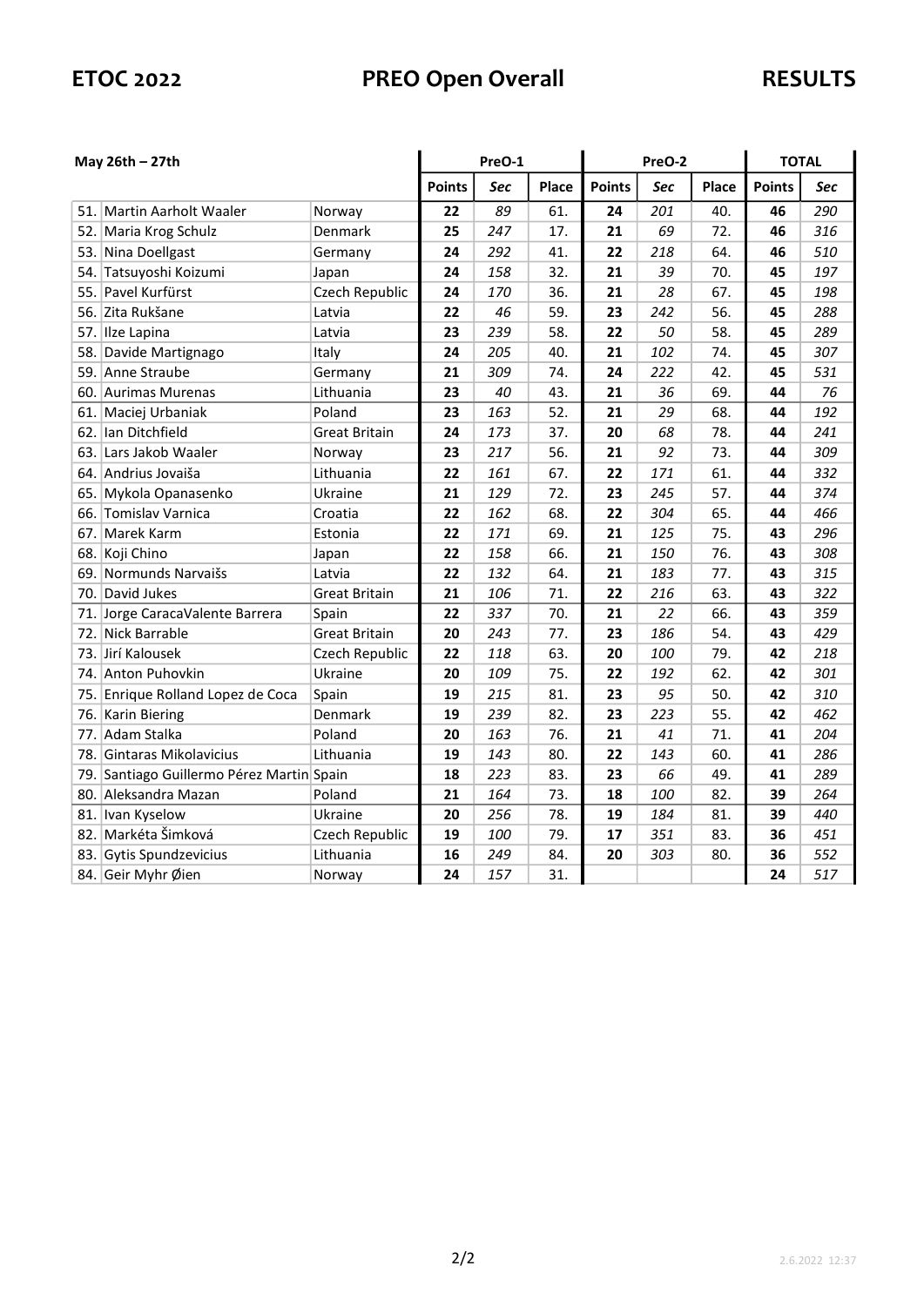**ETOC 2022** **PREO Open Overall** **RESULTS**

| May 26th – 27th | | | PreO-1 | | | PreO-2 | | | TOTAL | |
|---|---|---|---|---|---|---|---|---|---|---|
| | | | **Points** | *Sec* | **Place** | **Points** | *Sec* | **Place** | **Points** | *Sec* |
| 51. | Martin Aarholt Waaler | Norway | **22** | *89* | 61. | **24** | *201* | 40. | **46** | *290* |
| 52. | Maria Krog Schulz | Denmark | **25** | *247* | 17. | **21** | *69* | 72. | **46** | *316* |
| 53. | Nina Doellgast | Germany | **24** | *292* | 41. | **22** | *218* | 64. | **46** | *510* |
| 54. | Tatsuyoshi Koizumi | Japan | **24** | *158* | 32. | **21** | *39* | 70. | **45** | *197* |
| 55. | Pavel Kurfürst | Czech Republic | **24** | *170* | 36. | **21** | *28* | 67. | **45** | *198* |
| 56. | Zita Rukšane | Latvia | **22** | *46* | 59. | **23** | *242* | 56. | **45** | *288* |
| 57. | Ilze Lapina | Latvia | **23** | *239* | 58. | **22** | *50* | 58. | **45** | *289* |
| 58. | Davide Martignago | Italy | **24** | *205* | 40. | **21** | *102* | 74. | **45** | *307* |
| 59. | Anne Straube | Germany | **21** | *309* | 74. | **24** | *222* | 42. | **45** | *531* |
| 60. | Aurimas Murenas | Lithuania | **23** | *40* | 43. | **21** | *36* | 69. | **44** | *76* |
| 61. | Maciej Urbaniak | Poland | **23** | *163* | 52. | **21** | *29* | 68. | **44** | *192* |
| 62. | Ian Ditchfield | Great Britain | **24** | *173* | 37. | **20** | *68* | 78. | **44** | *241* |
| 63. | Lars Jakob Waaler | Norway | **23** | *217* | 56. | **21** | *92* | 73. | **44** | *309* |
| 64. | Andrius Jovaiša | Lithuania | **22** | *161* | 67. | **22** | *171* | 61. | **44** | *332* |
| 65. | Mykola Opanasenko | Ukraine | **21** | *129* | 72. | **23** | *245* | 57. | **44** | *374* |
| 66. | Tomislav Varnica | Croatia | **22** | *162* | 68. | **22** | *304* | 65. | **44** | *466* |
| 67. | Marek Karm | Estonia | **22** | *171* | 69. | **21** | *125* | 75. | **43** | *296* |
| 68. | Koji Chino | Japan | **22** | *158* | 66. | **21** | *150* | 76. | **43** | *308* |
| 69. | Normunds Narvaišs | Latvia | **22** | *132* | 64. | **21** | *183* | 77. | **43** | *315* |
| 70. | David Jukes | Great Britain | **21** | *106* | 71. | **22** | *216* | 63. | **43** | *322* |
| 71. | Jorge CaracaValente Barrera | Spain | **22** | *337* | 70. | **21** | *22* | 66. | **43** | *359* |
| 72. | Nick Barrable | Great Britain | **20** | *243* | 77. | **23** | *186* | 54. | **43** | *429* |
| 73. | Jirí Kalousek | Czech Republic | **22** | *118* | 63. | **20** | *100* | 79. | **42** | *218* |
| 74. | Anton Puhovkin | Ukraine | **20** | *109* | 75. | **22** | *192* | 62. | **42** | *301* |
| 75. | Enrique Rolland Lopez de Coca | Spain | **19** | *215* | 81. | **23** | *95* | 50. | **42** | *310* |
| 76. | Karin Biering | Denmark | **19** | *239* | 82. | **23** | *223* | 55. | **42** | *462* |
| 77. | Adam Stalka | Poland | **20** | *163* | 76. | **21** | *41* | 71. | **41** | *204* |
| 78. | Gintaras Mikolavicius | Lithuania | **19** | *143* | 80. | **22** | *143* | 60. | **41** | *286* |
| 79. | Santiago Guillermo Pérez Martin | Spain | **18** | *223* | 83. | **23** | *66* | 49. | **41** | *289* |
| 80. | Aleksandra Mazan | Poland | **21** | *164* | 73. | **18** | *100* | 82. | **39** | *264* |
| 81. | Ivan Kyselow | Ukraine | **20** | *256* | 78. | **19** | *184* | 81. | **39** | *440* |
| 82. | Markéta Šimková | Czech Republic | **19** | *100* | 79. | **17** | *351* | 83. | **36** | *451* |
| 83. | Gytis Spundzevicius | Lithuania | **16** | *249* | 84. | **20** | *303* | 80. | **36** | *552* |
| 84. | Geir Myhr Øien | Norway | **24** | *157* | 31. | | | | **24** | *517* |

2.6.2022 12:37